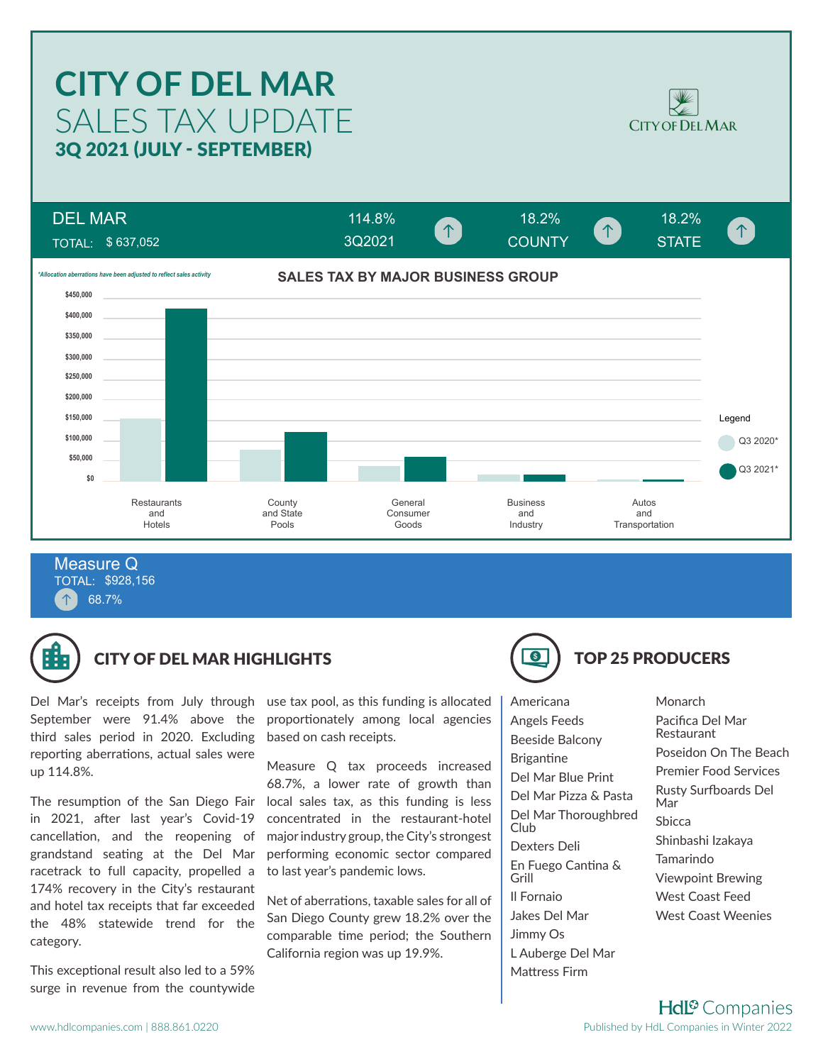# CITY OF DEL MAR
## SALES TAX UPDATE
### 3Q 2021 (JULY - SEPTEMBER)

CITY OF DEL MAR

| DEL MAR TOTAL: $ 637,052 | 114.8% 3Q2021 ↑ | 18.2% COUNTY ↑ | 18.2% STATE ↑ |
|---|---|---|---|

*\*Allocation aberrations have been adjusted to reflect sales activity*

**SALES TAX BY MAJOR BUSINESS GROUP**

Legend: Q3 2020*, Q3 2021*

Categories: Restaurants and Hotels; County and State Pools; General Consumer Goods; Business and Industry; Autos and Transportation

**Measure Q**
TOTAL: $928,156
↑ 68.7%

## CITY OF DEL MAR HIGHLIGHTS

Del Mar's receipts from July through September were 91.4% above the third sales period in 2020. Excluding reporting aberrations, actual sales were up 114.8%.

The resumption of the San Diego Fair in 2021, after last year's Covid-19 cancellation, and the reopening of grandstand seating at the Del Mar racetrack to full capacity, propelled a 174% recovery in the City's restaurant and hotel tax receipts that far exceeded the 48% statewide trend for the category.

This exceptional result also led to a 59% surge in revenue from the countywide use tax pool, as this funding is allocated proportionately among local agencies based on cash receipts.

Measure Q tax proceeds increased 68.7%, a lower rate of growth than local sales tax, as this funding is less concentrated in the restaurant-hotel major industry group, the City's strongest performing economic sector compared to last year's pandemic lows.

Net of aberrations, taxable sales for all of San Diego County grew 18.2% over the comparable time period; the Southern California region was up 19.9%.

## TOP 25 PRODUCERS

- Americana
- Angels Feeds
- Beeside Balcony
- Brigantine
- Del Mar Blue Print
- Del Mar Pizza & Pasta
- Del Mar Thoroughbred Club
- Dexters Deli
- En Fuego Cantina & Grill
- Il Fornaio
- Jakes Del Mar
- Jimmy Os
- L Auberge Del Mar
- Mattress Firm
- Monarch
- Pacifica Del Mar Restaurant
- Poseidon On The Beach
- Premier Food Services
- Rusty Surfboards Del Mar
- Sbicca
- Shinbashi Izakaya
- Tamarindo
- Viewpoint Brewing
- West Coast Feed
- West Coast Weenies

HdL Companies
www.hdlcompanies.com | 888.861.0220
Published by HdL Companies in Winter 2022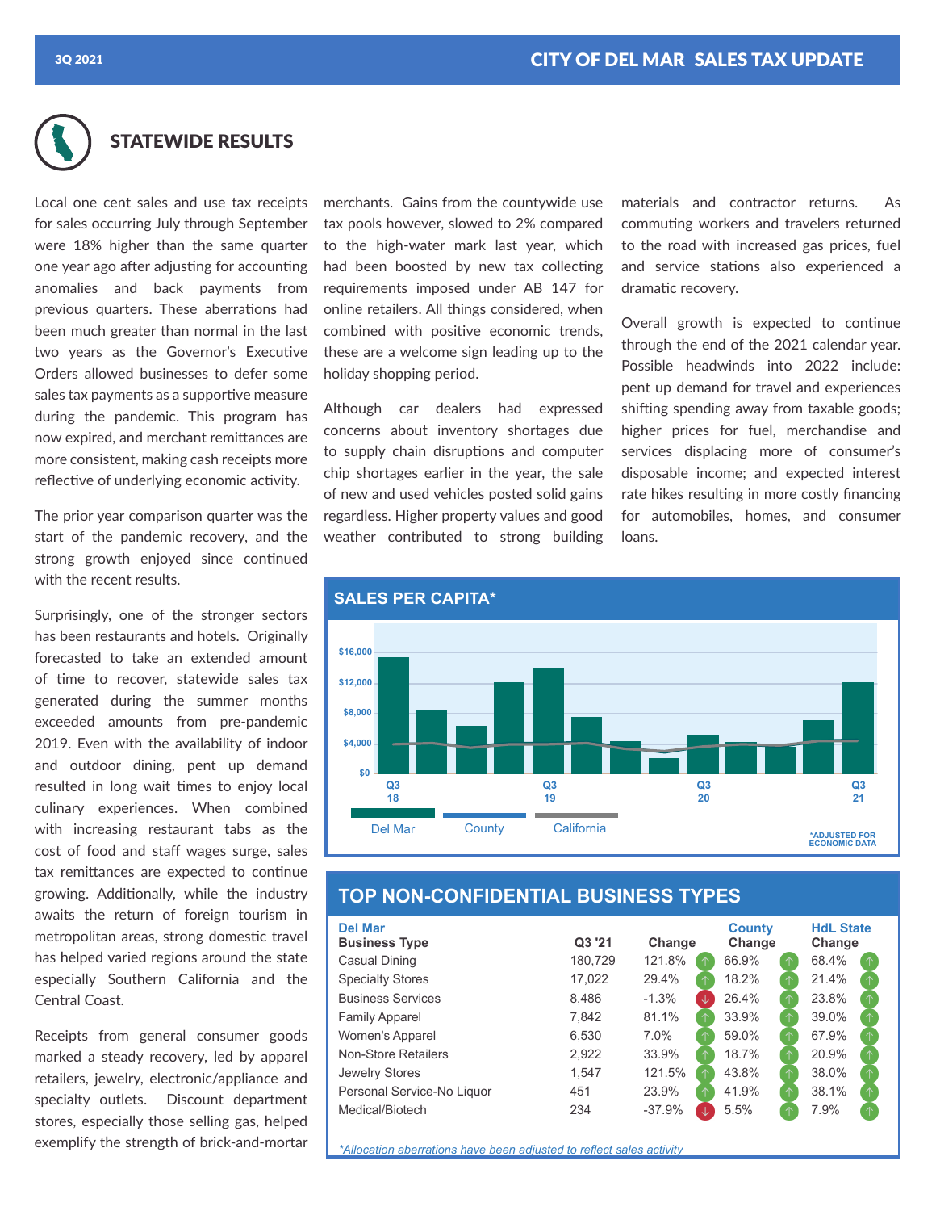## STATEWIDE RESULTS

Local one cent sales and use tax receipts for sales occurring July through September were 18% higher than the same quarter one year ago after adjusting for accounting anomalies and back payments from previous quarters. These aberrations had been much greater than normal in the last two years as the Governor's Executive Orders allowed businesses to defer some sales tax payments as a supportive measure during the pandemic. This program has now expired, and merchant remittances are more consistent, making cash receipts more reflective of underlying economic activity.

The prior year comparison quarter was the start of the pandemic recovery, and the strong growth enjoyed since continued with the recent results.

Surprisingly, one of the stronger sectors has been restaurants and hotels. Originally forecasted to take an extended amount of time to recover, statewide sales tax generated during the summer months exceeded amounts from pre-pandemic 2019. Even with the availability of indoor and outdoor dining, pent up demand resulted in long wait times to enjoy local culinary experiences. When combined with increasing restaurant tabs as the cost of food and staff wages surge, sales tax remittances are expected to continue growing. Additionally, while the industry awaits the return of foreign tourism in metropolitan areas, strong domestic travel has helped varied regions around the state especially Southern California and the Central Coast.

Receipts from general consumer goods marked a steady recovery, led by apparel retailers, jewelry, electronic/appliance and specialty outlets. Discount department stores, especially those selling gas, helped exemplify the strength of brick-and-mortar merchants. Gains from the countywide use tax pools however, slowed to 2% compared to the high-water mark last year, which had been boosted by new tax collecting requirements imposed under AB 147 for online retailers. All things considered, when combined with positive economic trends, these are a welcome sign leading up to the holiday shopping period.

Although car dealers had expressed concerns about inventory shortages due to supply chain disruptions and computer chip shortages earlier in the year, the sale of new and used vehicles posted solid gains regardless. Higher property values and good weather contributed to strong building materials and contractor returns. As commuting workers and travelers returned to the road with increased gas prices, fuel and service stations also experienced a dramatic recovery.

Overall growth is expected to continue through the end of the 2021 calendar year. Possible headwinds into 2022 include: pent up demand for travel and experiences shifting spending away from taxable goods; higher prices for fuel, merchandise and services displacing more of consumer's disposable income; and expected interest rate hikes resulting in more costly financing for automobiles, homes, and consumer loans.

## SALES PER CAPITA*

$16,000
$12,000
$8,000
$4,000
$0

Q3 18
Q3 19
Q3 20
Q3 21

Del Mar
County
California

*ADJUSTED FOR ECONOMIC DATA

## TOP NON-CONFIDENTIAL BUSINESS TYPES

| Del Mar Business Type | Q3 '21 | Change | County Change | HdL State Change |
|---|---|---|---|---|
| Casual Dining | 180,729 | 121.8% | 66.9% | 68.4% |
| Specialty Stores | 17,022 | 29.4% | 18.2% | 21.4% |
| Business Services | 8,486 | -1.3% | 26.4% | 23.8% |
| Family Apparel | 7,842 | 81.1% | 33.9% | 39.0% |
| Women's Apparel | 6,530 | 7.0% | 59.0% | 67.9% |
| Non-Store Retailers | 2,922 | 33.9% | 18.7% | 20.9% |
| Jewelry Stores | 1,547 | 121.5% | 43.8% | 38.0% |
| Personal Service-No Liquor | 451 | 23.9% | 41.9% | 38.1% |
| Medical/Biotech | 234 | -37.9% | 5.5% | 7.9% |

*Allocation aberrations have been adjusted to reflect sales activity*